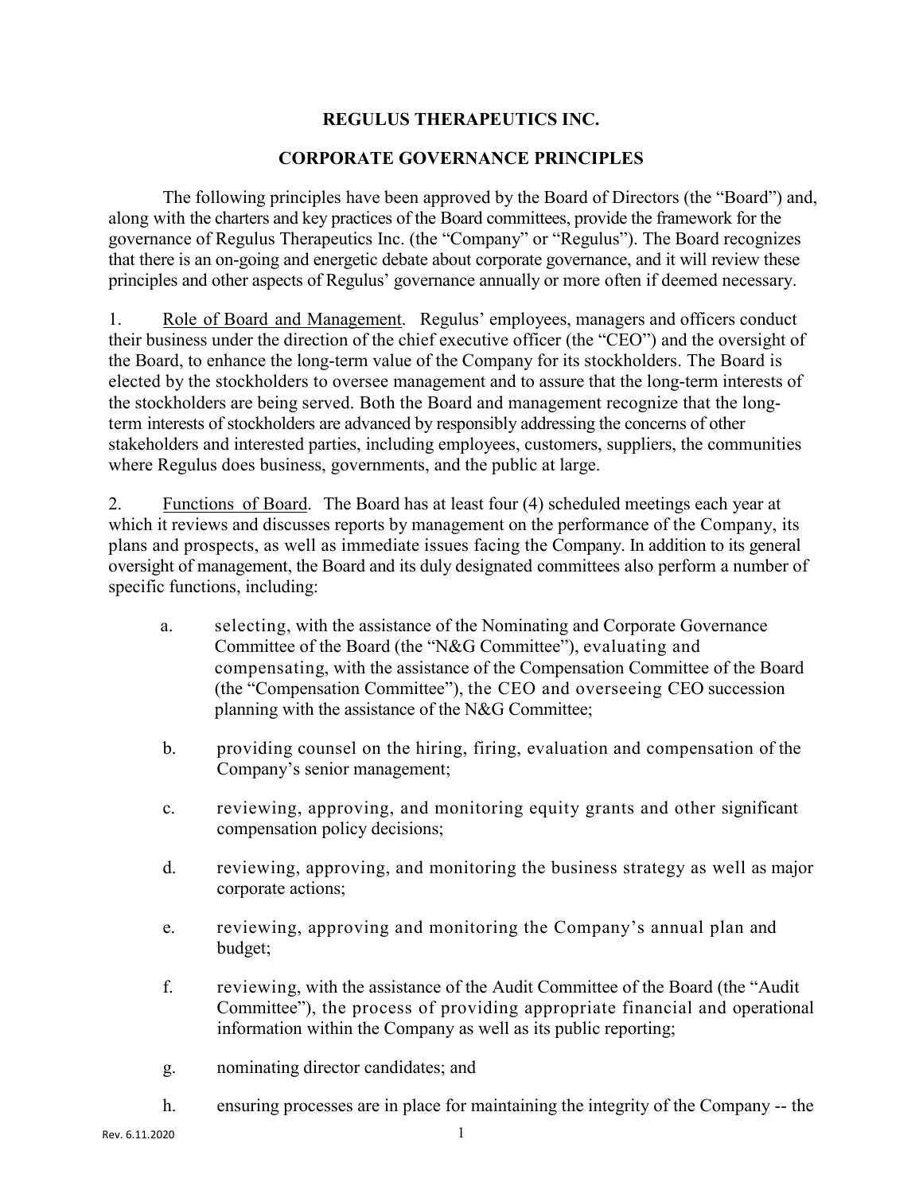# REGULUS THERAPEUTICS INC.

## CORPORATE GOVERNANCE PRINCIPLES

The following principles have been approved by the Board of Directors (the "Board") and, along with the charters and key practices of the Board committees, provide the framework for the governance of Regulus Therapeutics Inc. (the "Company" or "Regulus"). The Board recognizes that there is an on-going and energetic debate about corporate governance, and it will review these principles and other aspects of Regulus' governance annually or more often if deemed necessary.

1. Role of Board and Management. Regulus' employees, managers and officers conduct their business under the direction of the chief executive officer (the "CEO") and the oversight of the Board, to enhance the long-term value of the Company for its stockholders. The Board is elected by the stockholders to oversee management and to assure that the long-term interests of the stockholders are being served. Both the Board and management recognize that the long-term interests of stockholders are advanced by responsibly addressing the concerns of other stakeholders and interested parties, including employees, customers, suppliers, the communities where Regulus does business, governments, and the public at large.

2. Functions of Board. The Board has at least four (4) scheduled meetings each year at which it reviews and discusses reports by management on the performance of the Company, its plans and prospects, as well as immediate issues facing the Company. In addition to its general oversight of management, the Board and its duly designated committees also perform a number of specific functions, including:

   a. selecting, with the assistance of the Nominating and Corporate Governance Committee of the Board (the "N&G Committee"), evaluating and compensating, with the assistance of the Compensation Committee of the Board (the "Compensation Committee"), the CEO and overseeing CEO succession planning with the assistance of the N&G Committee;

   b. providing counsel on the hiring, firing, evaluation and compensation of the Company's senior management;

   c. reviewing, approving, and monitoring equity grants and other significant compensation policy decisions;

   d. reviewing, approving, and monitoring the business strategy as well as major corporate actions;

   e. reviewing, approving and monitoring the Company's annual plan and budget;

   f. reviewing, with the assistance of the Audit Committee of the Board (the "Audit Committee"), the process of providing appropriate financial and operational information within the Company as well as its public reporting;

   g. nominating director candidates; and

   h. ensuring processes are in place for maintaining the integrity of the Company -- the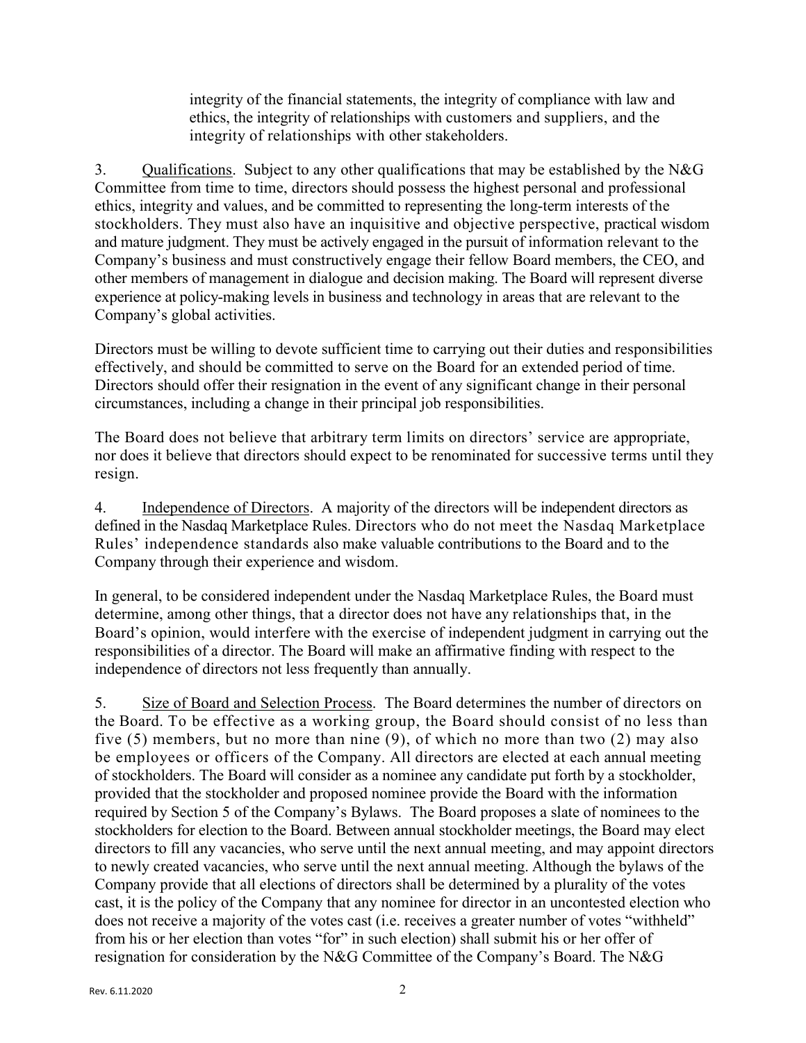integrity of the financial statements, the integrity of compliance with law and ethics, the integrity of relationships with customers and suppliers, and the integrity of relationships with other stakeholders.

3. Qualifications. Subject to any other qualifications that may be established by the N&G Committee from time to time, directors should possess the highest personal and professional ethics, integrity and values, and be committed to representing the long-term interests of the stockholders. They must also have an inquisitive and objective perspective, practical wisdom and mature judgment. They must be actively engaged in the pursuit of information relevant to the Company's business and must constructively engage their fellow Board members, the CEO, and other members of management in dialogue and decision making. The Board will represent diverse experience at policy-making levels in business and technology in areas that are relevant to the Company's global activities.

Directors must be willing to devote sufficient time to carrying out their duties and responsibilities effectively, and should be committed to serve on the Board for an extended period of time. Directors should offer their resignation in the event of any significant change in their personal circumstances, including a change in their principal job responsibilities.

The Board does not believe that arbitrary term limits on directors' service are appropriate, nor does it believe that directors should expect to be renominated for successive terms until they resign.

4. Independence of Directors. A majority of the directors will be independent directors as defined in the Nasdaq Marketplace Rules. Directors who do not meet the Nasdaq Marketplace Rules' independence standards also make valuable contributions to the Board and to the Company through their experience and wisdom.

In general, to be considered independent under the Nasdaq Marketplace Rules, the Board must determine, among other things, that a director does not have any relationships that, in the Board's opinion, would interfere with the exercise of independent judgment in carrying out the responsibilities of a director. The Board will make an affirmative finding with respect to the independence of directors not less frequently than annually.

5. Size of Board and Selection Process. The Board determines the number of directors on the Board. To be effective as a working group, the Board should consist of no less than five (5) members, but no more than nine (9), of which no more than two (2) may also be employees or officers of the Company. All directors are elected at each annual meeting of stockholders. The Board will consider as a nominee any candidate put forth by a stockholder, provided that the stockholder and proposed nominee provide the Board with the information required by Section 5 of the Company's Bylaws. The Board proposes a slate of nominees to the stockholders for election to the Board. Between annual stockholder meetings, the Board may elect directors to fill any vacancies, who serve until the next annual meeting, and may appoint directors to newly created vacancies, who serve until the next annual meeting. Although the bylaws of the Company provide that all elections of directors shall be determined by a plurality of the votes cast, it is the policy of the Company that any nominee for director in an uncontested election who does not receive a majority of the votes cast (i.e. receives a greater number of votes "withheld" from his or her election than votes "for" in such election) shall submit his or her offer of resignation for consideration by the N&G Committee of the Company's Board. The N&G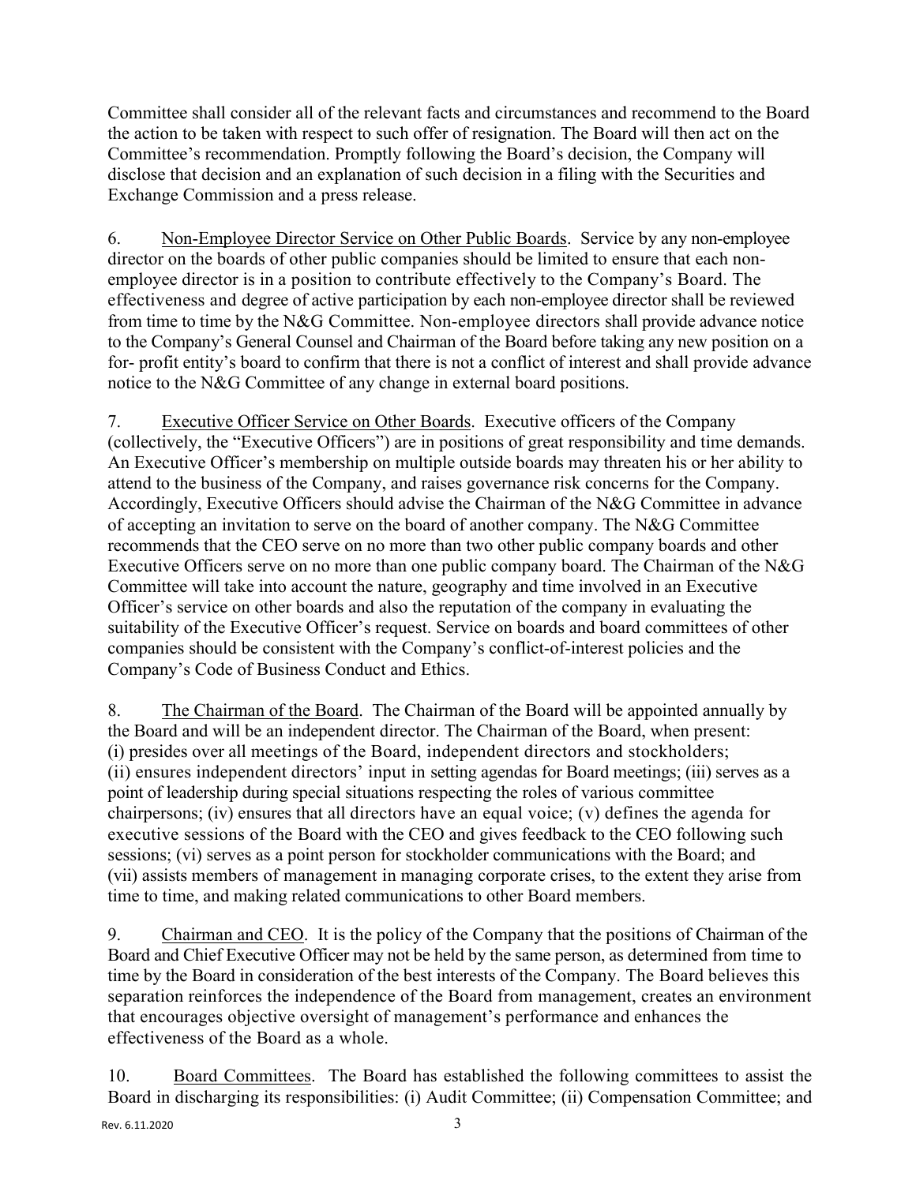Committee shall consider all of the relevant facts and circumstances and recommend to the Board the action to be taken with respect to such offer of resignation. The Board will then act on the Committee's recommendation. Promptly following the Board's decision, the Company will disclose that decision and an explanation of such decision in a filing with the Securities and Exchange Commission and a press release.

6. Non-Employee Director Service on Other Public Boards. Service by any non-employee director on the boards of other public companies should be limited to ensure that each non-employee director is in a position to contribute effectively to the Company's Board. The effectiveness and degree of active participation by each non-employee director shall be reviewed from time to time by the N&G Committee. Non-employee directors shall provide advance notice to the Company's General Counsel and Chairman of the Board before taking any new position on a for- profit entity's board to confirm that there is not a conflict of interest and shall provide advance notice to the N&G Committee of any change in external board positions.

7. Executive Officer Service on Other Boards. Executive officers of the Company (collectively, the "Executive Officers") are in positions of great responsibility and time demands. An Executive Officer's membership on multiple outside boards may threaten his or her ability to attend to the business of the Company, and raises governance risk concerns for the Company. Accordingly, Executive Officers should advise the Chairman of the N&G Committee in advance of accepting an invitation to serve on the board of another company. The N&G Committee recommends that the CEO serve on no more than two other public company boards and other Executive Officers serve on no more than one public company board. The Chairman of the N&G Committee will take into account the nature, geography and time involved in an Executive Officer's service on other boards and also the reputation of the company in evaluating the suitability of the Executive Officer's request. Service on boards and board committees of other companies should be consistent with the Company's conflict-of-interest policies and the Company's Code of Business Conduct and Ethics.

8. The Chairman of the Board. The Chairman of the Board will be appointed annually by the Board and will be an independent director. The Chairman of the Board, when present: (i) presides over all meetings of the Board, independent directors and stockholders; (ii) ensures independent directors' input in setting agendas for Board meetings; (iii) serves as a point of leadership during special situations respecting the roles of various committee chairpersons; (iv) ensures that all directors have an equal voice; (v) defines the agenda for executive sessions of the Board with the CEO and gives feedback to the CEO following such sessions; (vi) serves as a point person for stockholder communications with the Board; and (vii) assists members of management in managing corporate crises, to the extent they arise from time to time, and making related communications to other Board members.

9. Chairman and CEO. It is the policy of the Company that the positions of Chairman of the Board and Chief Executive Officer may not be held by the same person, as determined from time to time by the Board in consideration of the best interests of the Company. The Board believes this separation reinforces the independence of the Board from management, creates an environment that encourages objective oversight of management's performance and enhances the effectiveness of the Board as a whole.

10. Board Committees. The Board has established the following committees to assist the Board in discharging its responsibilities: (i) Audit Committee; (ii) Compensation Committee; and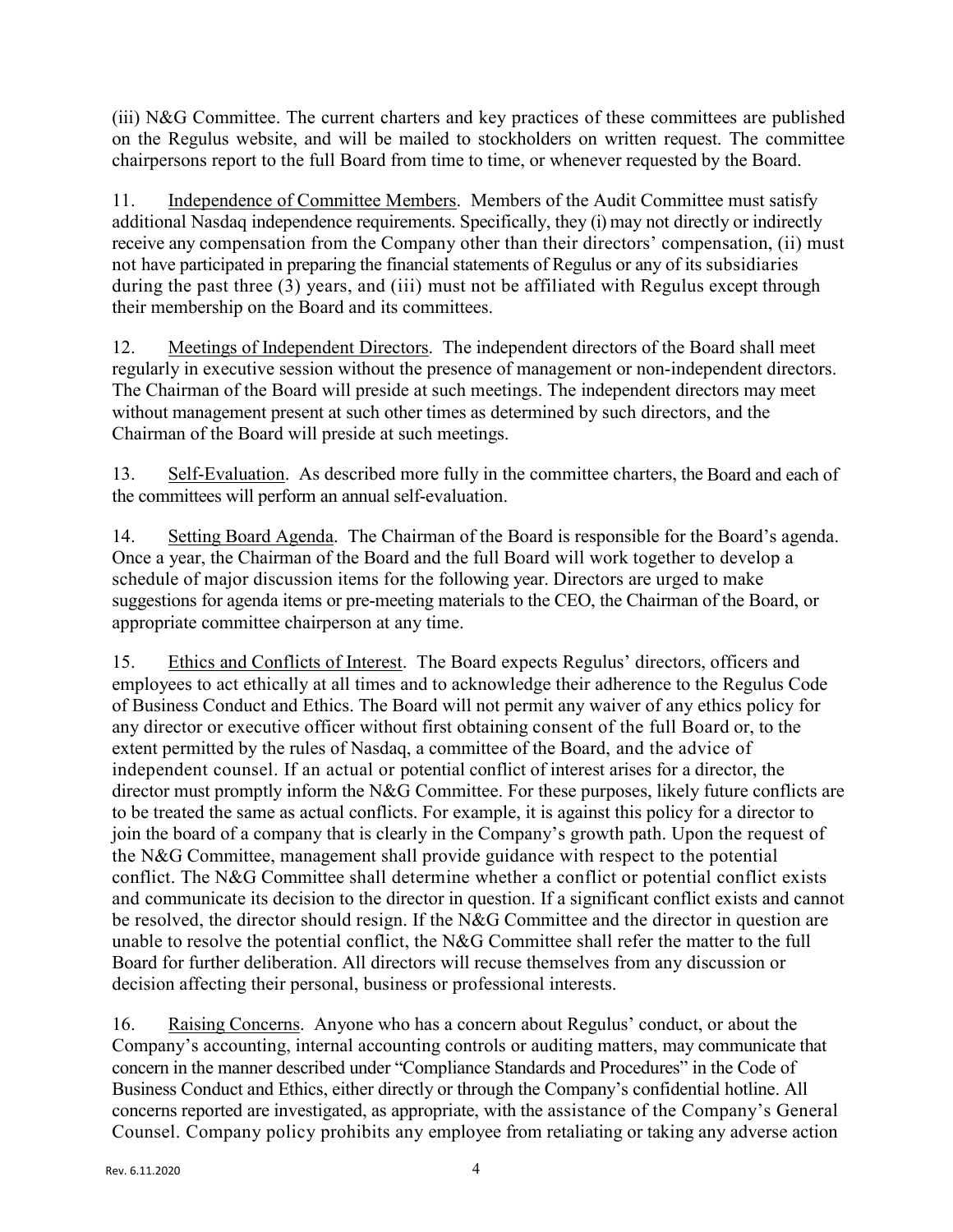(iii) N&G Committee. The current charters and key practices of these committees are published on the Regulus website, and will be mailed to stockholders on written request. The committee chairpersons report to the full Board from time to time, or whenever requested by the Board.

11. Independence of Committee Members. Members of the Audit Committee must satisfy additional Nasdaq independence requirements. Specifically, they (i) may not directly or indirectly receive any compensation from the Company other than their directors' compensation, (ii) must not have participated in preparing the financial statements of Regulus or any of its subsidiaries during the past three (3) years, and (iii) must not be affiliated with Regulus except through their membership on the Board and its committees.

12. Meetings of Independent Directors. The independent directors of the Board shall meet regularly in executive session without the presence of management or non-independent directors. The Chairman of the Board will preside at such meetings. The independent directors may meet without management present at such other times as determined by such directors, and the Chairman of the Board will preside at such meetings.

13. Self-Evaluation. As described more fully in the committee charters, the Board and each of the committees will perform an annual self-evaluation.

14. Setting Board Agenda. The Chairman of the Board is responsible for the Board's agenda. Once a year, the Chairman of the Board and the full Board will work together to develop a schedule of major discussion items for the following year. Directors are urged to make suggestions for agenda items or pre-meeting materials to the CEO, the Chairman of the Board, or appropriate committee chairperson at any time.

15. Ethics and Conflicts of Interest. The Board expects Regulus' directors, officers and employees to act ethically at all times and to acknowledge their adherence to the Regulus Code of Business Conduct and Ethics. The Board will not permit any waiver of any ethics policy for any director or executive officer without first obtaining consent of the full Board or, to the extent permitted by the rules of Nasdaq, a committee of the Board, and the advice of independent counsel. If an actual or potential conflict of interest arises for a director, the director must promptly inform the N&G Committee. For these purposes, likely future conflicts are to be treated the same as actual conflicts. For example, it is against this policy for a director to join the board of a company that is clearly in the Company's growth path. Upon the request of the N&G Committee, management shall provide guidance with respect to the potential conflict. The N&G Committee shall determine whether a conflict or potential conflict exists and communicate its decision to the director in question. If a significant conflict exists and cannot be resolved, the director should resign. If the N&G Committee and the director in question are unable to resolve the potential conflict, the N&G Committee shall refer the matter to the full Board for further deliberation. All directors will recuse themselves from any discussion or decision affecting their personal, business or professional interests.

16. Raising Concerns. Anyone who has a concern about Regulus' conduct, or about the Company's accounting, internal accounting controls or auditing matters, may communicate that concern in the manner described under "Compliance Standards and Procedures" in the Code of Business Conduct and Ethics, either directly or through the Company's confidential hotline. All concerns reported are investigated, as appropriate, with the assistance of the Company's General Counsel. Company policy prohibits any employee from retaliating or taking any adverse action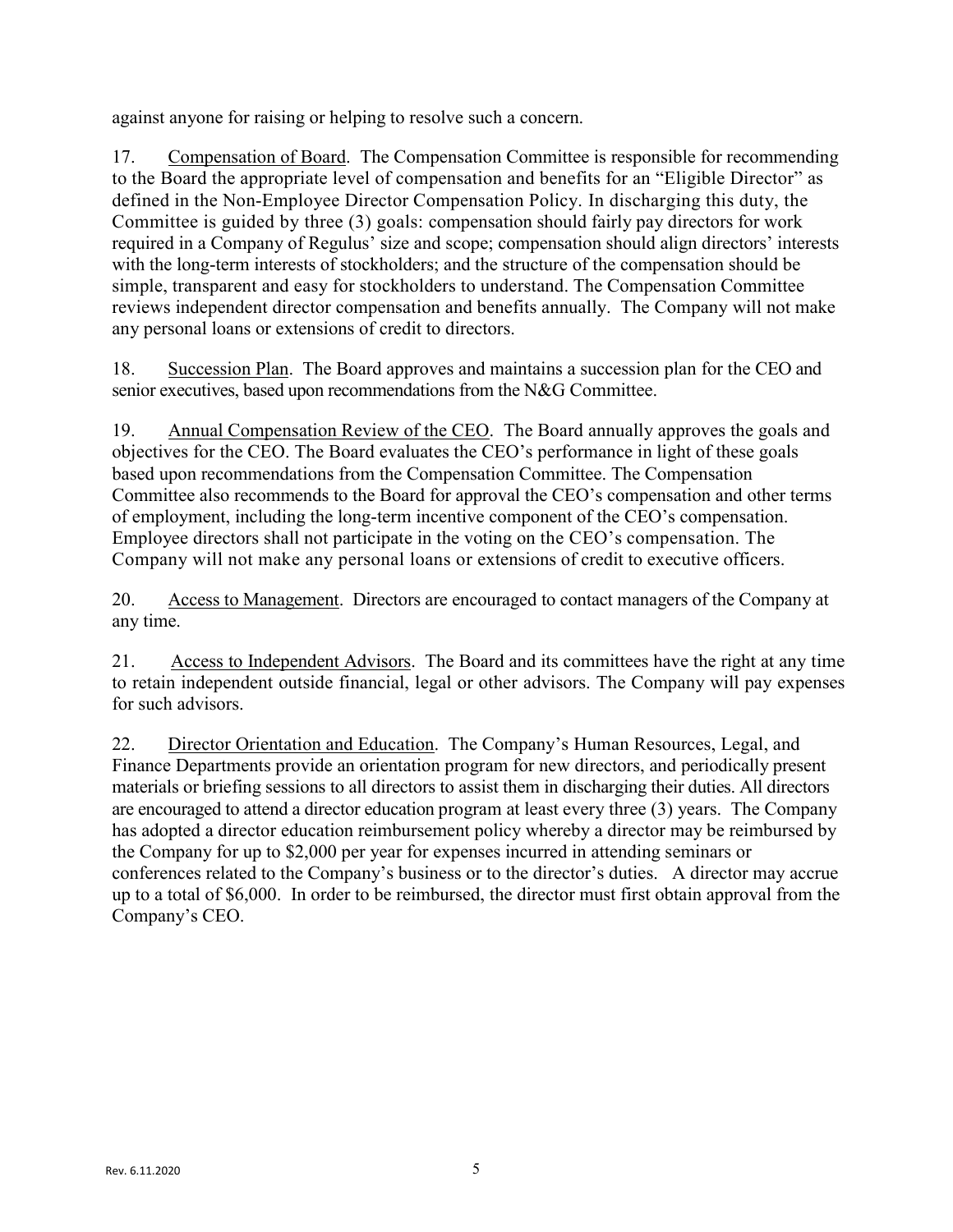against anyone for raising or helping to resolve such a concern.

17. Compensation of Board. The Compensation Committee is responsible for recommending to the Board the appropriate level of compensation and benefits for an "Eligible Director" as defined in the Non-Employee Director Compensation Policy. In discharging this duty, the Committee is guided by three (3) goals: compensation should fairly pay directors for work required in a Company of Regulus' size and scope; compensation should align directors' interests with the long-term interests of stockholders; and the structure of the compensation should be simple, transparent and easy for stockholders to understand. The Compensation Committee reviews independent director compensation and benefits annually. The Company will not make any personal loans or extensions of credit to directors.

18. Succession Plan. The Board approves and maintains a succession plan for the CEO and senior executives, based upon recommendations from the N&G Committee.

19. Annual Compensation Review of the CEO. The Board annually approves the goals and objectives for the CEO. The Board evaluates the CEO's performance in light of these goals based upon recommendations from the Compensation Committee. The Compensation Committee also recommends to the Board for approval the CEO's compensation and other terms of employment, including the long-term incentive component of the CEO's compensation. Employee directors shall not participate in the voting on the CEO's compensation. The Company will not make any personal loans or extensions of credit to executive officers.

20. Access to Management. Directors are encouraged to contact managers of the Company at any time.

21. Access to Independent Advisors. The Board and its committees have the right at any time to retain independent outside financial, legal or other advisors. The Company will pay expenses for such advisors.

22. Director Orientation and Education. The Company's Human Resources, Legal, and Finance Departments provide an orientation program for new directors, and periodically present materials or briefing sessions to all directors to assist them in discharging their duties. All directors are encouraged to attend a director education program at least every three (3) years. The Company has adopted a director education reimbursement policy whereby a director may be reimbursed by the Company for up to $2,000 per year for expenses incurred in attending seminars or conferences related to the Company's business or to the director's duties. A director may accrue up to a total of $6,000. In order to be reimbursed, the director must first obtain approval from the Company's CEO.

Rev. 6.11.2020